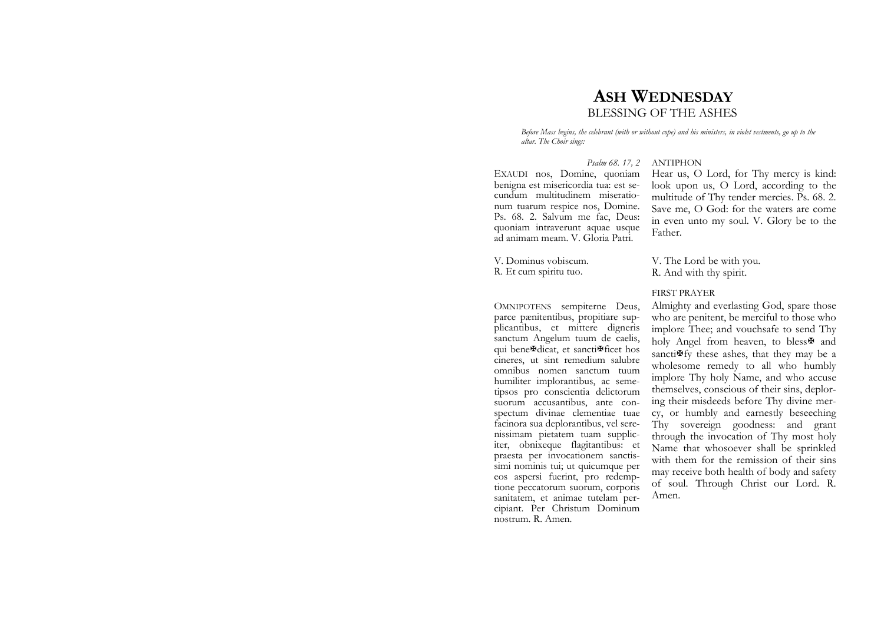# Ash Wednesday

## BLESSING OF THE ASHES

*Before Mass begins, the celebrant (with or without cope) and his ministers, in violet vestments, go up to the altar. The Choir sings:*

*Psalm 68. 17, 2*

EXAUDI nos, Domine, quoniam benigna est misericordia tua: est secundum multitudinem miserationum tuarum respice nos, Domine. Ps. 68. 2. Salvum me fac, Deus: quoniam intraverunt aquae usque ad animam meam. V. Gloria Patri.

ANTIPHON

Hear us, O Lord, for Thy mercy is kind: look upon us, O Lord, according to the multitude of Thy tender mercies. Ps. 68. 2. Save me, O God: for the waters are come in even unto my soul. V. Glory be to the Father.

V. Dominus vobiscum.
R. Et cum spiritu tuo.

V. The Lord be with you.
R. And with thy spirit.

FIRST PRAYER

OMNIPOTENS sempiterne Deus, parce pænitentibus, propitiare supplicantibus, et mittere digneris sanctum Angelum tuum de caelis, qui bene✠dicat, et sancti✠ficet hos cineres, ut sint remedium salubre omnibus nomen sanctum tuum humiliter implorantibus, ac semetipsos pro conscientia delictorum suorum accusantibus, ante conspectum divinae clementiae tuae facinora sua deplorantibus, vel serenissimam pietatem tuam suppliciter, obnixeque flagitantibus: et praesta per invocationem sanctissimi nominis tui; ut quicumque per eos aspersi fuerint, pro redemptione peccatorum suorum, corporis sanitatem, et animae tutelam percipiant. Per Christum Dominum nostrum. R. Amen.

Almighty and everlasting God, spare those who are penitent, be merciful to those who implore Thee; and vouchsafe to send Thy holy Angel from heaven, to bless✠ and sancti✠fy these ashes, that they may be a wholesome remedy to all who humbly implore Thy holy Name, and who accuse themselves, conscious of their sins, deploring their misdeeds before Thy divine mercy, or humbly and earnestly beseeching Thy sovereign goodness: and grant through the invocation of Thy most holy Name that whosoever shall be sprinkled with them for the remission of their sins may receive both health of body and safety of soul. Through Christ our Lord. R. Amen.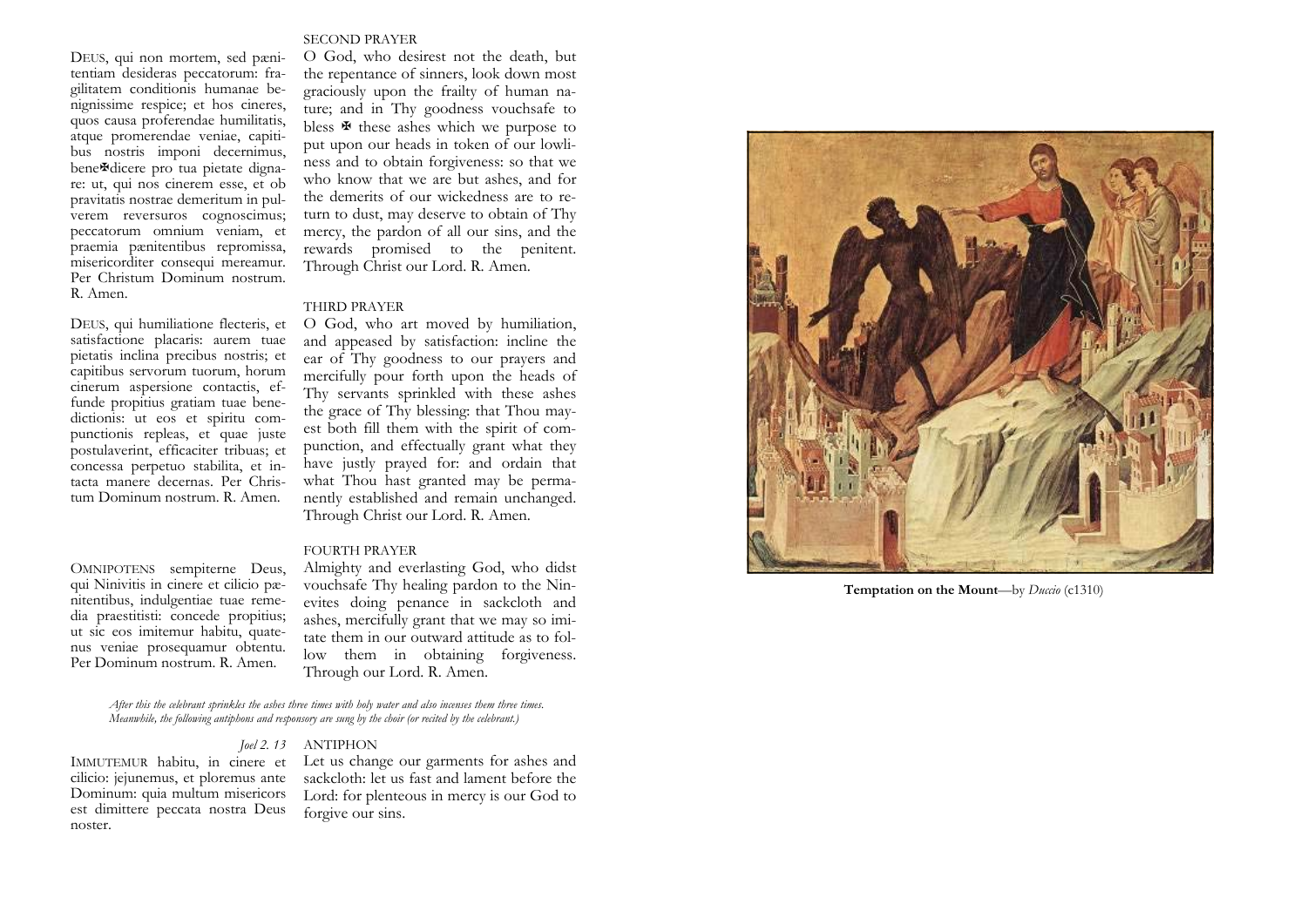## SECOND PRAYER

DEUS, qui non mortem, sed pænitentiam desideras peccatorum: fragilitatem conditionis humanae benignissime respice; et hos cineres, quos causa proferendae humilitatis, atque promerendae veniae, capitibus nostris imponi decernimus, bene✠dicere pro tua pietate dignare: ut, qui nos cinerem esse, et ob pravitatis nostrae demeritum in pulverem reversuros cognoscimus; peccatorum omnium veniam, et praemia pænitentibus repromissa, misericorditer consequi mereamur. Per Christum Dominum nostrum. R. Amen.

O God, who desirest not the death, but the repentance of sinners, look down most graciously upon the frailty of human nature; and in Thy goodness vouchsafe to bless ✠ these ashes which we purpose to put upon our heads in token of our lowliness and to obtain forgiveness: so that we who know that we are but ashes, and for the demerits of our wickedness are to return to dust, may deserve to obtain of Thy mercy, the pardon of all our sins, and the rewards promised to the penitent. Through Christ our Lord. R. Amen.

## THIRD PRAYER

DEUS, qui humiliatione flecteris, et satisfactione placaris: aurem tuae pietatis inclina precibus nostris; et capitibus servorum tuorum, horum cinerum aspersione contactis, effunde propitius gratiam tuae benedictionis: ut eos et spiritu compunctionis repleas, et quae juste postulaverint, efficaciter tribuas; et concessa perpetuo stabilita, et intacta manere decernas. Per Christum Dominum nostrum. R. Amen.

O God, who art moved by humiliation, and appeased by satisfaction: incline the ear of Thy goodness to our prayers and mercifully pour forth upon the heads of Thy servants sprinkled with these ashes the grace of Thy blessing: that Thou mayest both fill them with the spirit of compunction, and effectually grant what they have justly prayed for: and ordain that what Thou hast granted may be permanently established and remain unchanged. Through Christ our Lord. R. Amen.

## FOURTH PRAYER

OMNIPOTENS sempiterne Deus, qui Ninivitis in cinere et cilicio pænitentibus, indulgentiae tuae remedia praestitisti: concede propitius; ut sic eos imitemur habitu, quatenus veniae prosequamur obtentu. Per Dominum nostrum. R. Amen.

Almighty and everlasting God, who didst vouchsafe Thy healing pardon to the Ninevites doing penance in sackcloth and ashes, mercifully grant that we may so imitate them in our outward attitude as to follow them in obtaining forgiveness. Through our Lord. R. Amen.

*After this the celebrant sprinkles the ashes three times with holy water and also incenses them three times. Meanwhile, the following antiphons and responsory are sung by the choir (or recited by the celebrant.)*

## ANTIPHON

*Joel 2. 13*

IMMUTEMUR habitu, in cinere et cilicio: jejunemus, et ploremus ante Dominum: quia multum misericors est dimittere peccata nostra Deus noster.

Let us change our garments for ashes and sackcloth: let us fast and lament before the Lord: for plenteous in mercy is our God to forgive our sins.

**Temptation on the Mount**—by *Duccio* (c1310)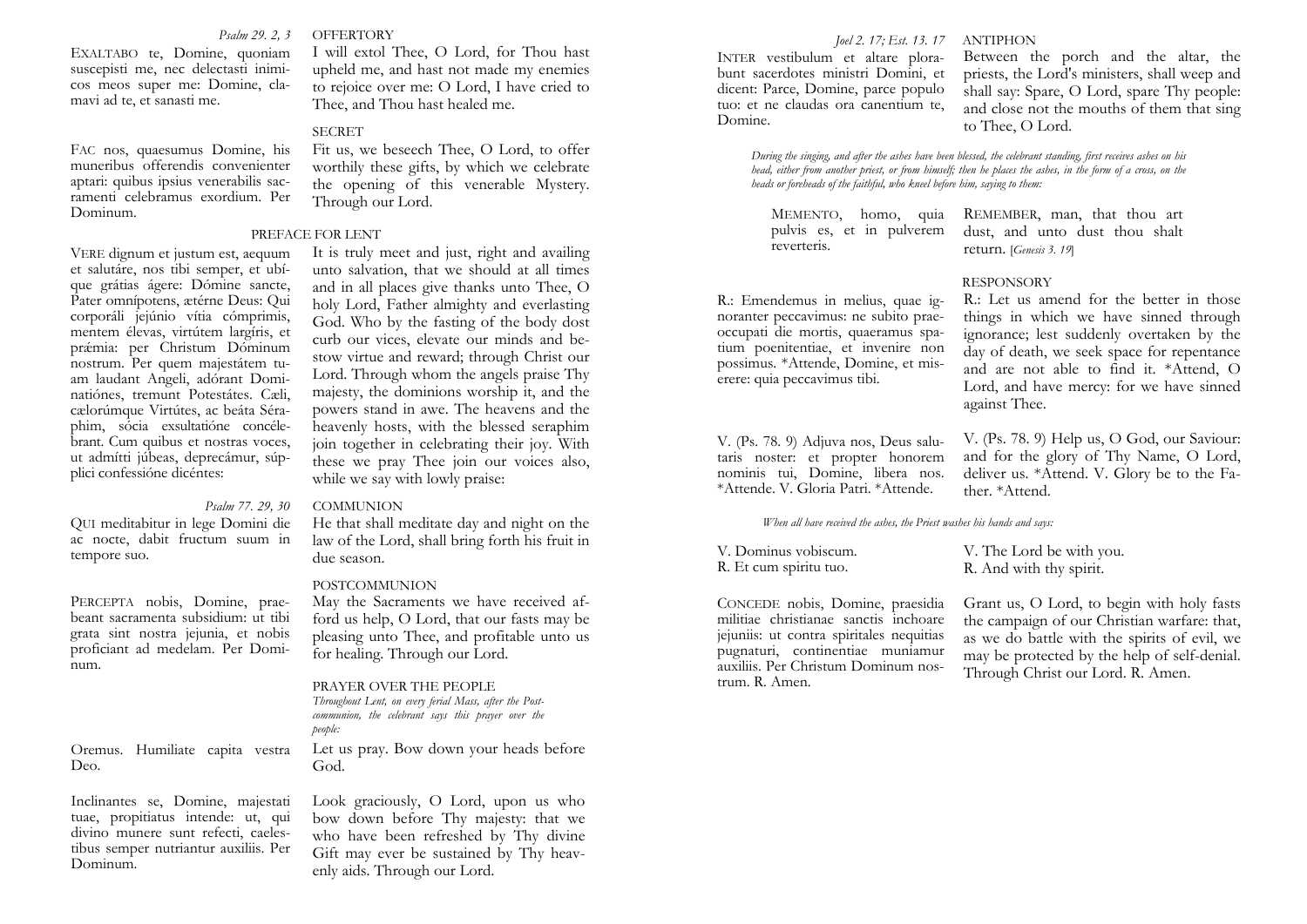*Psalm 29. 2, 3*

OFFERTORY

EXALTABO te, Domine, quoniam suscepisti me, nec delectasti inimicos meos super me: Domine, clamavi ad te, et sanasti me.

I will extol Thee, O Lord, for Thou hast upheld me, and hast not made my enemies to rejoice over me: O Lord, I have cried to Thee, and Thou hast healed me.

SECRET

FAC nos, quaesumus Domine, his muneribus offerendis convenienter aptari: quibus ipsius venerabilis sacramenti celebramus exordium. Per Dominum.

Fit us, we beseech Thee, O Lord, to offer worthily these gifts, by which we celebrate the opening of this venerable Mystery. Through our Lord.

PREFACE FOR LENT

VERE dignum et justum est, aequum et salutáre, nos tibi semper, et ubíque grátias ágere: Dómine sancte, Pater omnípotens, ætérne Deus: Qui corporáli jejúnio vítia cómprimis, mentem élevas, virtútem largíris, et prǽmia: per Christum Dóminum nostrum. Per quem majestátem tuam laudant Angeli, adórant Dominatiónes, tremunt Potestátes. Cæli, cælorúmque Virtútes, ac beáta Séraphim, sócia exsultatióne concélebrant. Cum quibus et nostras voces, ut admítti júbeas, deprecámur, súpplici confessióne dicéntes:

It is truly meet and just, right and availing unto salvation, that we should at all times and in all places give thanks unto Thee, O holy Lord, Father almighty and everlasting God. Who by the fasting of the body dost curb our vices, elevate our minds and bestow virtue and reward; through Christ our Lord. Through whom the angels praise Thy majesty, the dominions worship it, and the powers stand in awe. The heavens and the heavenly hosts, with the blessed seraphim join together in celebrating their joy. With these we pray Thee join our voices also, while we say with lowly praise:

*Psalm 77. 29, 30*

COMMUNION

QUI meditabitur in lege Domini die ac nocte, dabit fructum suum in tempore suo.

He that shall meditate day and night on the law of the Lord, shall bring forth his fruit in due season.

POSTCOMMUNION

PERCEPTA nobis, Domine, praebeant sacramenta subsidium: ut tibi grata sint nostra jejunia, et nobis proficiant ad medelam. Per Dominum.

May the Sacraments we have received afford us help, O Lord, that our fasts may be pleasing unto Thee, and profitable unto us for healing. Through our Lord.

PRAYER OVER THE PEOPLE

*Throughout Lent, on every ferial Mass, after the Postcommunion, the celebrant says this prayer over the people:*

Oremus. Humiliate capita vestra Deo.

Let us pray. Bow down your heads before God.

Inclinantes se, Domine, majestati tuae, propitiatus intende: ut, qui divino munere sunt refecti, caelestibus semper nutriantur auxiliis. Per Dominum.

Look graciously, O Lord, upon us who bow down before Thy majesty: that we who have been refreshed by Thy divine Gift may ever be sustained by Thy heavenly aids. Through our Lord.

*Joel 2. 17; Est. 13. 17*

ANTIPHON

INTER vestibulum et altare plorabunt sacerdotes ministri Domini, et dicent: Parce, Domine, parce populo tuo: et ne claudas ora canentium te, Domine.

Between the porch and the altar, the priests, the Lord's ministers, shall weep and shall say: Spare, O Lord, spare Thy people: and close not the mouths of them that sing to Thee, O Lord.

*During the singing, and after the ashes have been blessed, the celebrant standing, first receives ashes on his head, either from another priest, or from himself; then he places the ashes, in the form of a cross, on the heads or foreheads of the faithful, who kneel before him, saying to them:*

MEMENTO, homo, quia pulvis es, et in pulverem reverteris.

REMEMBER, man, that thou art dust, and unto dust thou shalt return. [*Genesis 3. 19*]

RESPONSORY

R.: Emendemus in melius, quae ignoranter peccavimus: ne subito praeoccupati die mortis, quaeramus spatium poenitentiae, et invenire non possimus. *Attende, Domine, et miserere: quia peccavimus tibi.

R.: Let us amend for the better in those things in which we have sinned through ignorance; lest suddenly overtaken by the day of death, we seek space for repentance and are not able to find it. *Attend, O Lord, and have mercy: for we have sinned against Thee.

V. (Ps. 78. 9) Adjuva nos, Deus salutaris noster: et propter honorem nominis tui, Domine, libera nos. *Attende. V. Gloria Patri. *Attende.

V. (Ps. 78. 9) Help us, O God, our Saviour: and for the glory of Thy Name, O Lord, deliver us. *Attend. V. Glory be to the Father. *Attend.

*When all have received the ashes, the Priest washes his hands and says:*

V. Dominus vobiscum.
R. Et cum spiritu tuo.

V. The Lord be with you.
R. And with thy spirit.

CONCEDE nobis, Domine, praesidia militiae christianae sanctis inchoare jejuniis: ut contra spiritales nequitias pugnaturi, continentiae muniamur auxiliis. Per Christum Dominum nostrum. R. Amen.

Grant us, O Lord, to begin with holy fasts the campaign of our Christian warfare: that, as we do battle with the spirits of evil, we may be protected by the help of self-denial. Through Christ our Lord. R. Amen.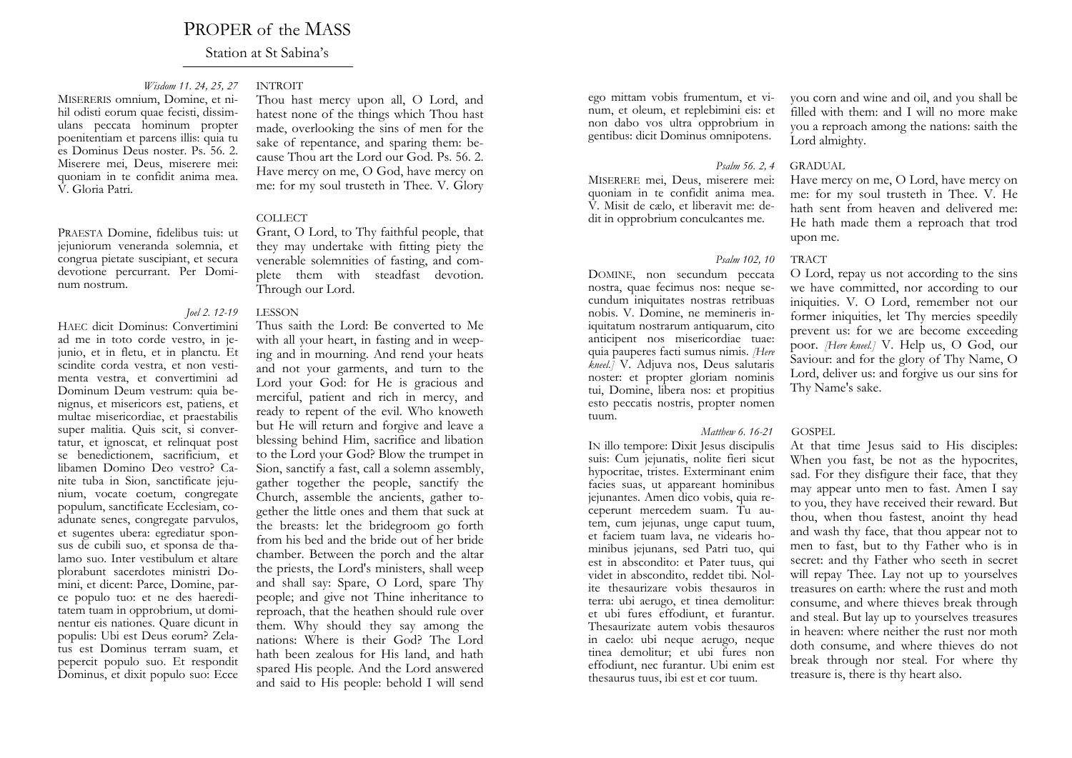# PROPER of the MASS

Station at St Sabina's

*Wisdom 11. 24, 25, 27*

INTROIT

MISERERIS omnium, Domine, et nihil odisti eorum quae fecisti, dissimulans peccata hominum propter poenitentiam et parcens illis: quia tu es Dominus Deus noster. Ps. 56. 2. Miserere mei, Deus, miserere mei: quoniam in te confidit anima mea. V. Gloria Patri.

Thou hast mercy upon all, O Lord, and hatest none of the things which Thou hast made, overlooking the sins of men for the sake of repentance, and sparing them: because Thou art the Lord our God. Ps. 56. 2. Have mercy on me, O God, have mercy on me: for my soul trusteth in Thee. V. Glory

COLLECT

PRAESTA Domine, fidelibus tuis: ut jejuniorum veneranda solemnia, et congrua pietate suscipiant, et secura devotione percurrant. Per Dominum nostrum.

Grant, O Lord, to Thy faithful people, that they may undertake with fitting piety the venerable solemnities of fasting, and complete them with steadfast devotion. Through our Lord.

*Joel 2. 12-19*

LESSON

HAEC dicit Dominus: Convertimini ad me in toto corde vestro, in jejunio, et in fletu, et in planctu. Et scindite corda vestra, et non vestimenta vestra, et convertimini ad Dominum Deum vestrum: quia benignus, et misericors est, patiens, et multae misericordiae, et praestabilis super malitia. Quis scit, si convertatur, et ignoscat, et relinquat post se benedictionem, sacrificium, et libamen Domino Deo vestro? Canite tuba in Sion, sanctificate jejunium, vocate coetum, congregate populum, sanctificate Ecclesiam, coadunate senes, congregate parvulos, et sugentes ubera: egrediatur sponsus de cubili suo, et sponsa de thalamo suo. Inter vestibulum et altare plorabunt sacerdotes ministri Domini, et dicent: Parce, Domine, parce populo tuo: et ne des haereditatem tuam in opprobrium, ut dominentur eis nationes. Quare dicunt in populis: Ubi est Deus eorum? Zelatus est Dominus terram suam, et pepercit populo suo. Et respondit Dominus, et dixit populo suo: Ecce ego mittam vobis frumentum, et vinum, et oleum, et replebimini eis: et non dabo vos ultra opprobrium in gentibus: dicit Dominus omnipotens.

Thus saith the Lord: Be converted to Me with all your heart, in fasting and in weeping and in mourning. And rend your heats and not your garments, and turn to the Lord your God: for He is gracious and merciful, patient and rich in mercy, and ready to repent of the evil. Who knoweth but He will return and forgive and leave a blessing behind Him, sacrifice and libation to the Lord your God? Blow the trumpet in Sion, sanctify a fast, call a solemn assembly, gather together the people, sanctify the Church, assemble the ancients, gather together the little ones and them that suck at the breasts: let the bridegroom go forth from his bed and the bride out of her bride chamber. Between the porch and the altar the priests, the Lord's ministers, shall weep and shall say: Spare, O Lord, spare Thy people; and give not Thine inheritance to reproach, that the heathen should rule over them. Why should they say among the nations: Where is their God? The Lord hath been zealous for His land, and hath spared His people. And the Lord answered and said to His people: behold I will send you corn and wine and oil, and you shall be filled with them: and I will no more make you a reproach among the nations: saith the Lord almighty.

*Psalm 56. 2, 4*

GRADUAL

MISERERE mei, Deus, miserere mei: quoniam in te confidit anima mea. V. Misit de cælo, et liberavit me: dedit in opprobrium conculcantes me.

Have mercy on me, O Lord, have mercy on me: for my soul trusteth in Thee. V. He hath sent from heaven and delivered me: He hath made them a reproach that trod upon me.

*Psalm 102, 10*

TRACT

DOMINE, non secundum peccata nostra, quae fecimus nos: neque secundum iniquitates nostras retribuas nobis. V. Domine, ne memineris iniquitatum nostrarum antiquarum, cito anticipent nos misericordiae tuae: quia pauperes facti sumus nimis. *[Here kneel.]* V. Adjuva nos, Deus salutaris noster: et propter gloriam nominis tui, Domine, libera nos: et propitius esto peccatis nostris, propter nomen tuum.

O Lord, repay us not according to the sins we have committed, nor according to our iniquities. V. O Lord, remember not our former iniquities, let Thy mercies speedily prevent us: for we are become exceeding poor. *[Here kneel.]* V. Help us, O God, our Saviour: and for the glory of Thy Name, O Lord, deliver us: and forgive us our sins for Thy Name's sake.

*Matthew 6. 16-21*

GOSPEL

IN illo tempore: Dixit Jesus discipulis suis: Cum jejunatis, nolite fieri sicut hypocritae, tristes. Exterminant enim facies suas, ut appareant hominibus jejunantes. Amen dico vobis, quia receperunt mercedem suam. Tu autem, cum jejunas, unge caput tuum, et faciem tuam lava, ne videaris hominibus jejunans, sed Patri tuo, qui est in abscondito: et Pater tuus, qui videt in abscondito, reddet tibi. Nolite thesaurizare vobis thesauros in terra: ubi aerugo, et tinea demolitur: et ubi fures effodiunt, et furantur. Thesaurizate autem vobis thesauros in caelo: ubi neque aerugo, neque tinea demolitur; et ubi fures non effodiunt, nec furantur. Ubi enim est thesaurus tuus, ibi est et cor tuum.

At that time Jesus said to His disciples: When you fast, be not as the hypocrites, sad. For they disfigure their face, that they may appear unto men to fast. Amen I say to you, they have received their reward. But thou, when thou fastest, anoint thy head and wash thy face, that thou appear not to men to fast, but to thy Father who is in secret: and thy Father who seeth in secret will repay Thee. Lay not up to yourselves treasures on earth: where the rust and moth consume, and where thieves break through and steal. But lay up to yourselves treasures in heaven: where neither the rust nor moth doth consume, and where thieves do not break through nor steal. For where thy treasure is, there is thy heart also.